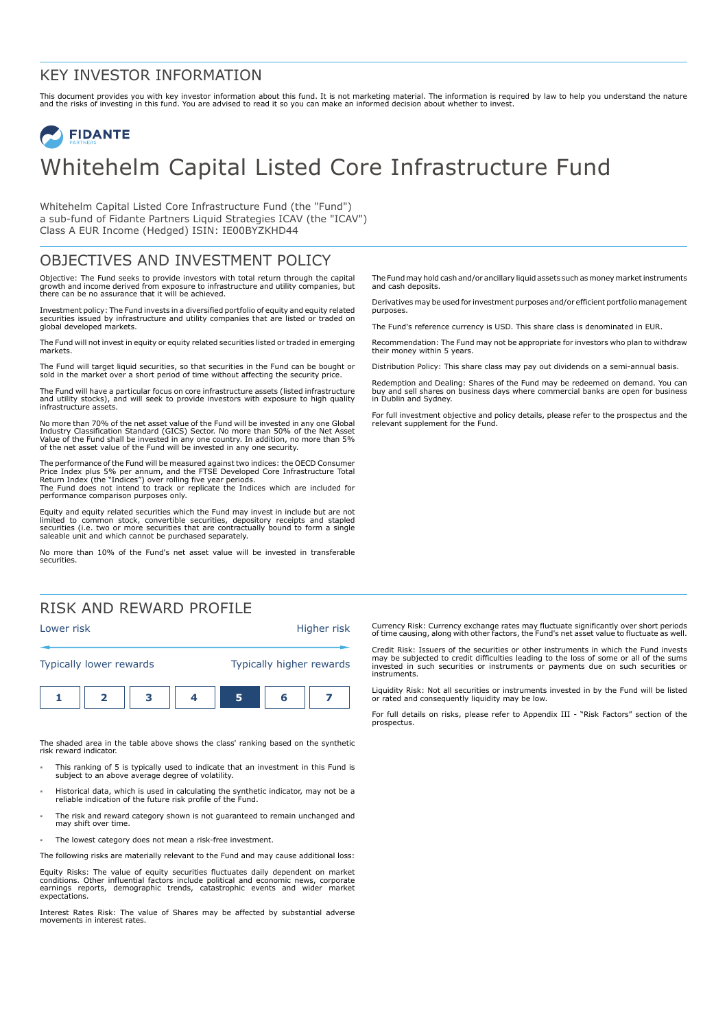# KEY INVESTOR INFORMATION

This document provides you with key investor information about this fund. It is not marketing material. The information is required by law to help you understand the nature and the risks of investing in this fund. You are advised to read it so you can make an informed decision about whether to invest.

FIDANTE PARTNERS

# Whitehelm Capital Listed Core Infrastructure Fund

Whitehelm Capital Listed Core Infrastructure Fund (the "Fund")
a sub-fund of Fidante Partners Liquid Strategies ICAV (the "ICAV")
Class A EUR Income (Hedged) ISIN: IE00BYZKHD44

## OBJECTIVES AND INVESTMENT POLICY

Objective: The Fund seeks to provide investors with total return through the capital growth and income derived from exposure to infrastructure and utility companies, but there can be no assurance that it will be achieved.

Investment policy: The Fund invests in a diversified portfolio of equity and equity related securities issued by infrastructure and utility companies that are listed or traded on global developed markets.

The Fund will not invest in equity or equity related securities listed or traded in emerging markets.

The Fund will target liquid securities, so that securities in the Fund can be bought or sold in the market over a short period of time without affecting the security price.

The Fund will have a particular focus on core infrastructure assets (listed infrastructure and utility stocks), and will seek to provide investors with exposure to high quality infrastructure assets.

No more than 70% of the net asset value of the Fund will be invested in any one Global Industry Classification Standard (GICS) Sector. No more than 50% of the Net Asset Value of the Fund shall be invested in any one country. In addition, no more than 5% of the net asset value of the Fund will be invested in any one security.

The performance of the Fund will be measured against two indices: the OECD Consumer Price Index plus 5% per annum, and the FTSE Developed Core Infrastructure Total Return Index (the "Indices") over rolling five year periods.
The Fund does not intend to track or replicate the Indices which are included for performance comparison purposes only.

Equity and equity related securities which the Fund may invest in include but are not limited to common stock, convertible securities, depository receipts and stapled securities (i.e. two or more securities that are contractually bound to form a single saleable unit and which cannot be purchased separately.

No more than 10% of the Fund's net asset value will be invested in transferable securities.

The Fund may hold cash and/or ancillary liquid assets such as money market instruments and cash deposits.

Derivatives may be used for investment purposes and/or efficient portfolio management purposes.

The Fund's reference currency is USD. This share class is denominated in EUR.

Recommendation: The Fund may not be appropriate for investors who plan to withdraw their money within 5 years.

Distribution Policy: This share class may pay out dividends on a semi-annual basis.

Redemption and Dealing: Shares of the Fund may be redeemed on demand. You can buy and sell shares on business days where commercial banks are open for business in Dublin and Sydney.

For full investment objective and policy details, please refer to the prospectus and the relevant supplement for the Fund.

## RISK AND REWARD PROFILE

| Lower risk | | | | | | Higher risk |
|---|---|---|---|---|---|---|
| Typically lower rewards | | | | | | Typically higher rewards |
| 1 | 2 | 3 | 4 | **5** | 6 | 7 |

The shaded area in the table above shows the class' ranking based on the synthetic risk reward indicator.

- This ranking of 5 is typically used to indicate that an investment in this Fund is subject to an above average degree of volatility.
- Historical data, which is used in calculating the synthetic indicator, may not be a reliable indication of the future risk profile of the Fund.
- The risk and reward category shown is not guaranteed to remain unchanged and may shift over time.
- The lowest category does not mean a risk-free investment.

The following risks are materially relevant to the Fund and may cause additional loss:

Equity Risks: The value of equity securities fluctuates daily dependent on market conditions. Other influential factors include political and economic news, corporate earnings reports, demographic trends, catastrophic events and wider market expectations.

Interest Rates Risk: The value of Shares may be affected by substantial adverse movements in interest rates.

Currency Risk: Currency exchange rates may fluctuate significantly over short periods of time causing, along with other factors, the Fund's net asset value to fluctuate as well.

Credit Risk: Issuers of the securities or other instruments in which the Fund invests may be subjected to credit difficulties leading to the loss of some or all of the sums invested in such securities or instruments or payments due on such securities or instruments.

Liquidity Risk: Not all securities or instruments invested in by the Fund will be listed or rated and consequently liquidity may be low.

For full details on risks, please refer to Appendix III - "Risk Factors" section of the prospectus.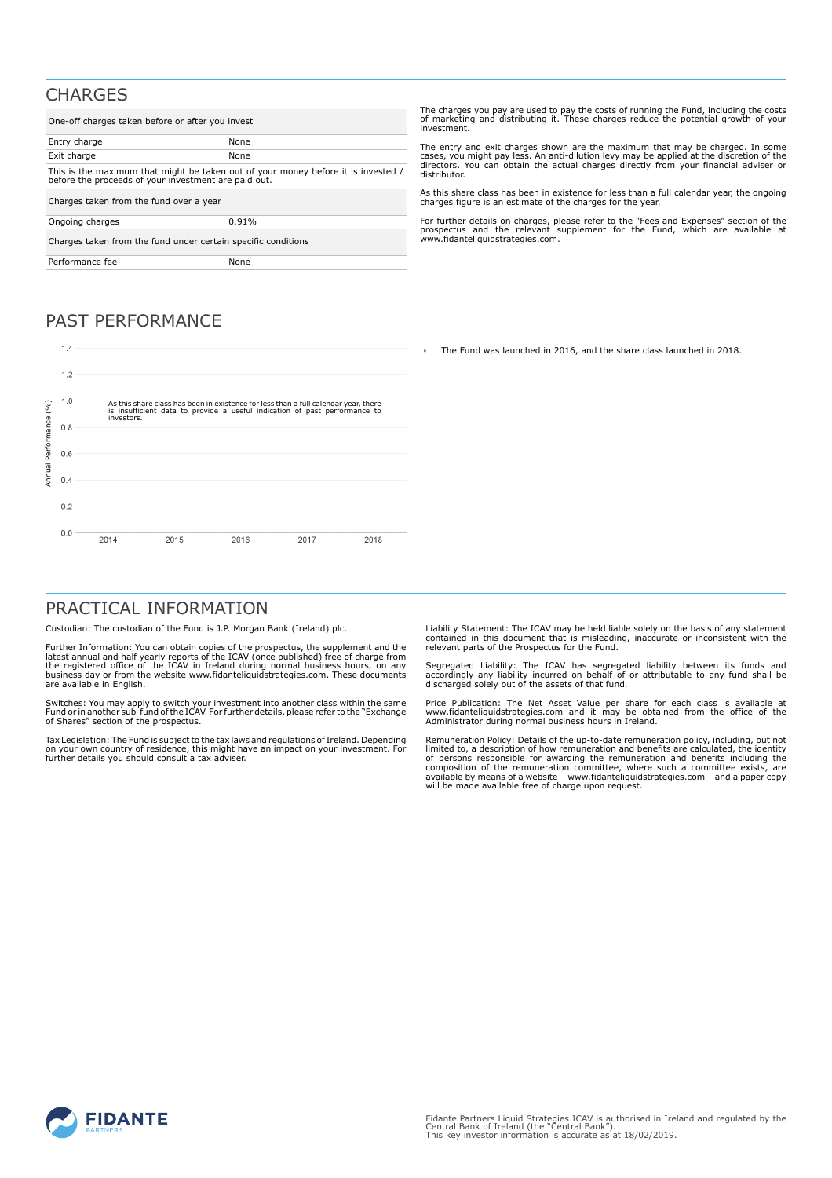## CHARGES

| One-off charges taken before or after you invest | |
|---|---|
| Entry charge | None |
| Exit charge | None |
| This is the maximum that might be taken out of your money before it is invested / before the proceeds of your investment are paid out. | |
| **Charges taken from the fund over a year** | |
| Ongoing charges | 0.91% |
| **Charges taken from the fund under certain specific conditions** | |
| Performance fee | None |

The charges you pay are used to pay the costs of running the Fund, including the costs of marketing and distributing it. These charges reduce the potential growth of your investment.

The entry and exit charges shown are the maximum that may be charged. In some cases, you might pay less. An anti-dilution levy may be applied at the discretion of the directors. You can obtain the actual charges directly from your financial adviser or distributor.

As this share class has been in existence for less than a full calendar year, the ongoing charges figure is an estimate of the charges for the year.

For further details on charges, please refer to the "Fees and Expenses" section of the prospectus and the relevant supplement for the Fund, which are available at www.fidanteliquidstrategies.com.

## PAST PERFORMANCE

Annual Performance (%)

1.4
1.2
1.0
0.8
0.6
0.4
0.2
0.0

2014 2015 2016 2017 2018

As this share class has been in existence for less than a full calendar year, there is insufficient data to provide a useful indication of past performance to investors.

- The Fund was launched in 2016, and the share class launched in 2018.

## PRACTICAL INFORMATION

Custodian: The custodian of the Fund is J.P. Morgan Bank (Ireland) plc.

Further Information: You can obtain copies of the prospectus, the supplement and the latest annual and half yearly reports of the ICAV (once published) free of charge from the registered office of the ICAV in Ireland during normal business hours, on any business day or from the website www.fidanteliquidstrategies.com. These documents are available in English.

Switches: You may apply to switch your investment into another class within the same Fund or in another sub-fund of the ICAV. For further details, please refer to the "Exchange of Shares" section of the prospectus.

Tax Legislation: The Fund is subject to the tax laws and regulations of Ireland. Depending on your own country of residence, this might have an impact on your investment. For further details you should consult a tax adviser.

Liability Statement: The ICAV may be held liable solely on the basis of any statement contained in this document that is misleading, inaccurate or inconsistent with the relevant parts of the Prospectus for the Fund.

Segregated Liability: The ICAV has segregated liability between its funds and accordingly any liability incurred on behalf of or attributable to any fund shall be discharged solely out of the assets of that fund.

Price Publication: The Net Asset Value per share for each class is available at www.fidanteliquidstrategies.com and it may be obtained from the office of the Administrator during normal business hours in Ireland.

Remuneration Policy: Details of the up-to-date remuneration policy, including, but not limited to, a description of how remuneration and benefits are calculated, the identity of persons responsible for awarding the remuneration and benefits including the composition of the remuneration committee, where such a committee exists, are available by means of a website – www.fidanteliquidstrategies.com – and a paper copy will be made available free of charge upon request.

FIDANTE PARTNERS

Fidante Partners Liquid Strategies ICAV is authorised in Ireland and regulated by the Central Bank of Ireland (the "Central Bank").
This key investor information is accurate as at 18/02/2019.